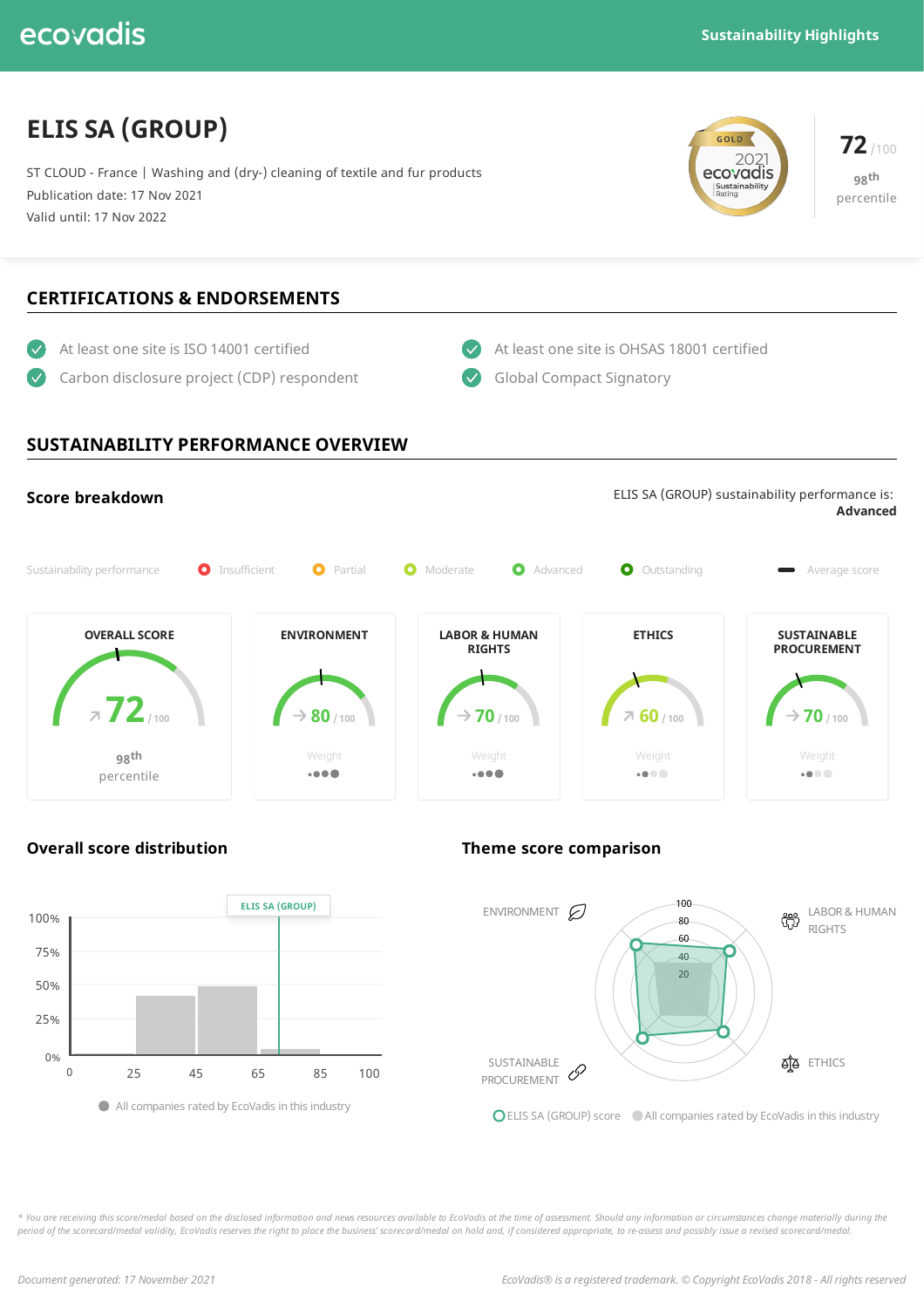ecovadis

Sustainability Highlights

# ELIS SA (GROUP)

ST CLOUD - France | Washing and (dry-) cleaning of textile and fur products
Publication date: 17 Nov 2021
Valid until: 17 Nov 2022

GOLD 2021 ecovadis Sustainability Rating

**72** /100
98th percentile

## CERTIFICATIONS & ENDORSEMENTS

- At least one site is ISO 14001 certified
- Carbon disclosure project (CDP) respondent
- At least one site is OHSAS 18001 certified
- Global Compact Signatory

## SUSTAINABILITY PERFORMANCE OVERVIEW

### Score breakdown

ELIS SA (GROUP) sustainability performance is: **Advanced**

Sustainability performance: Insufficient, Partial, Moderate, Advanced, Outstanding, Average score

OVERALL SCORE
72 /100
98th percentile

ENVIRONMENT
80 /100
Weight

LABOR & HUMAN RIGHTS
70 /100
Weight

ETHICS
60 /100
Weight

SUSTAINABLE PROCUREMENT
70 /100
Weight

### Overall score distribution

ELIS SA (GROUP)

100%
75%
50%
25%
0%

0
25
45
65
85
100

All companies rated by EcoVadis in this industry

### Theme score comparison

ENVIRONMENT
LABOR & HUMAN RIGHTS
ETHICS
SUSTAINABLE PROCUREMENT

100
80
60
40
20

ELIS SA (GROUP) score
All companies rated by EcoVadis in this industry

*\* You are receiving this score/medal based on the disclosed information and news resources available to EcoVadis at the time of assessment. Should any information or circumstances change materially during the period of the scorecard/medal validity, EcoVadis reserves the right to place the business' scorecard/medal on hold and, if considered appropriate, to re-assess and possibly issue a revised scorecard/medal.*

*Document generated: 17 November 2021*

*EcoVadis® is a registered trademark. © Copyright EcoVadis 2018 - All rights reserved*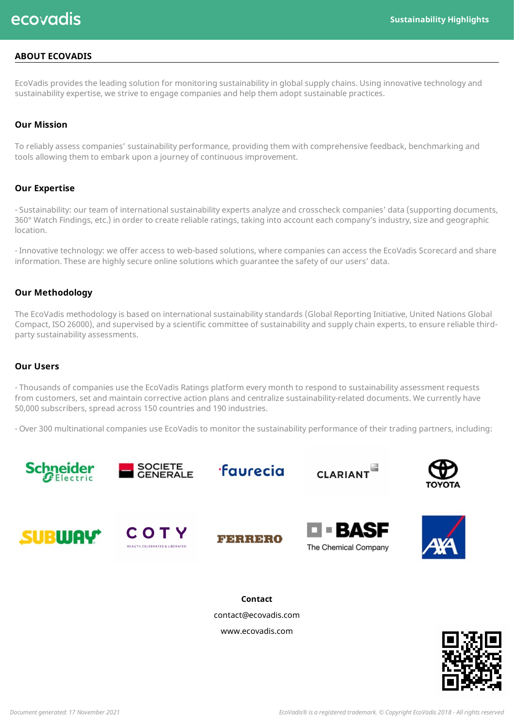## ABOUT ECOVADIS

EcoVadis provides the leading solution for monitoring sustainability in global supply chains. Using innovative technology and sustainability expertise, we strive to engage companies and help them adopt sustainable practices.

### Our Mission

To reliably assess companies' sustainability performance, providing them with comprehensive feedback, benchmarking and tools allowing them to embark upon a journey of continuous improvement.

### Our Expertise

- Sustainability: our team of international sustainability experts analyze and crosscheck companies' data (supporting documents, 360° Watch Findings, etc.) in order to create reliable ratings, taking into account each company's industry, size and geographic location.

- Innovative technology: we offer access to web-based solutions, where companies can access the EcoVadis Scorecard and share information. These are highly secure online solutions which guarantee the safety of our users' data.

### Our Methodology

The EcoVadis methodology is based on international sustainability standards (Global Reporting Initiative, United Nations Global Compact, ISO 26000), and supervised by a scientific committee of sustainability and supply chain experts, to ensure reliable third-party sustainability assessments.

### Our Users

- Thousands of companies use the EcoVadis Ratings platform every month to respond to sustainability assessment requests from customers, set and maintain corrective action plans and centralize sustainability-related documents. We currently have 50,000 subscribers, spread across 150 countries and 190 industries.

- Over 300 multinational companies use EcoVadis to monitor the sustainability performance of their trading partners, including:

**Contact**

contact@ecovadis.com

www.ecovadis.com

*Document generated: 17 November 2021*

*EcoVadis® is a registered trademark. © Copyright EcoVadis 2018 - All rights reserved*